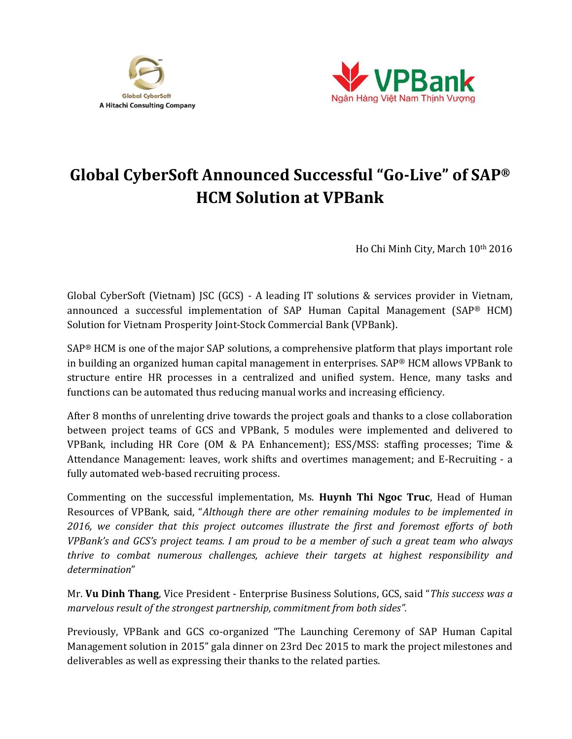Global CyberSoft
A Hitachi Consulting Company

VPBank
Ngân Hàng Việt Nam Thịnh Vượng

# Global CyberSoft Announced Successful "Go-Live" of SAP® HCM Solution at VPBank

Ho Chi Minh City, March 10th 2016

Global CyberSoft (Vietnam) JSC (GCS) - A leading IT solutions & services provider in Vietnam, announced a successful implementation of SAP Human Capital Management (SAP® HCM) Solution for Vietnam Prosperity Joint-Stock Commercial Bank (VPBank).

SAP® HCM is one of the major SAP solutions, a comprehensive platform that plays important role in building an organized human capital management in enterprises. SAP® HCM allows VPBank to structure entire HR processes in a centralized and unified system. Hence, many tasks and functions can be automated thus reducing manual works and increasing efficiency.

After 8 months of unrelenting drive towards the project goals and thanks to a close collaboration between project teams of GCS and VPBank, 5 modules were implemented and delivered to VPBank, including HR Core (OM & PA Enhancement); ESS/MSS: staffing processes; Time & Attendance Management: leaves, work shifts and overtimes management; and E-Recruiting - a fully automated web-based recruiting process.

Commenting on the successful implementation, Ms. **Huynh Thi Ngoc Truc**, Head of Human Resources of VPBank, said, "*Although there are other remaining modules to be implemented in 2016, we consider that this project outcomes illustrate the first and foremost efforts of both VPBank's and GCS's project teams. I am proud to be a member of such a great team who always thrive to combat numerous challenges, achieve their targets at highest responsibility and determination*"

Mr. **Vu Dinh Thang**, Vice President - Enterprise Business Solutions, GCS, said "*This success was a marvelous result of the strongest partnership, commitment from both sides".*

Previously, VPBank and GCS co-organized "The Launching Ceremony of SAP Human Capital Management solution in 2015" gala dinner on 23rd Dec 2015 to mark the project milestones and deliverables as well as expressing their thanks to the related parties.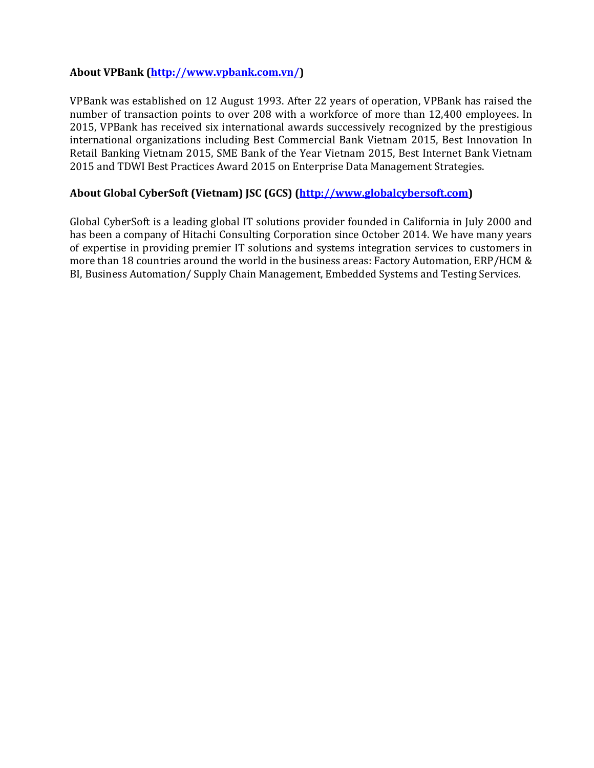**About VPBank ([http://www.vpbank.com.vn/](http://www.vpbank.com.vn/))**

VPBank was established on 12 August 1993. After 22 years of operation, VPBank has raised the number of transaction points to over 208 with a workforce of more than 12,400 employees. In 2015, VPBank has received six international awards successively recognized by the prestigious international organizations including Best Commercial Bank Vietnam 2015, Best Innovation In Retail Banking Vietnam 2015, SME Bank of the Year Vietnam 2015, Best Internet Bank Vietnam 2015 and TDWI Best Practices Award 2015 on Enterprise Data Management Strategies.

**About Global CyberSoft (Vietnam) JSC (GCS) ([http://www.globalcybersoft.com](http://www.globalcybersoft.com))**

Global CyberSoft is a leading global IT solutions provider founded in California in July 2000 and has been a company of Hitachi Consulting Corporation since October 2014. We have many years of expertise in providing premier IT solutions and systems integration services to customers in more than 18 countries around the world in the business areas: Factory Automation, ERP/HCM & BI, Business Automation/ Supply Chain Management, Embedded Systems and Testing Services.